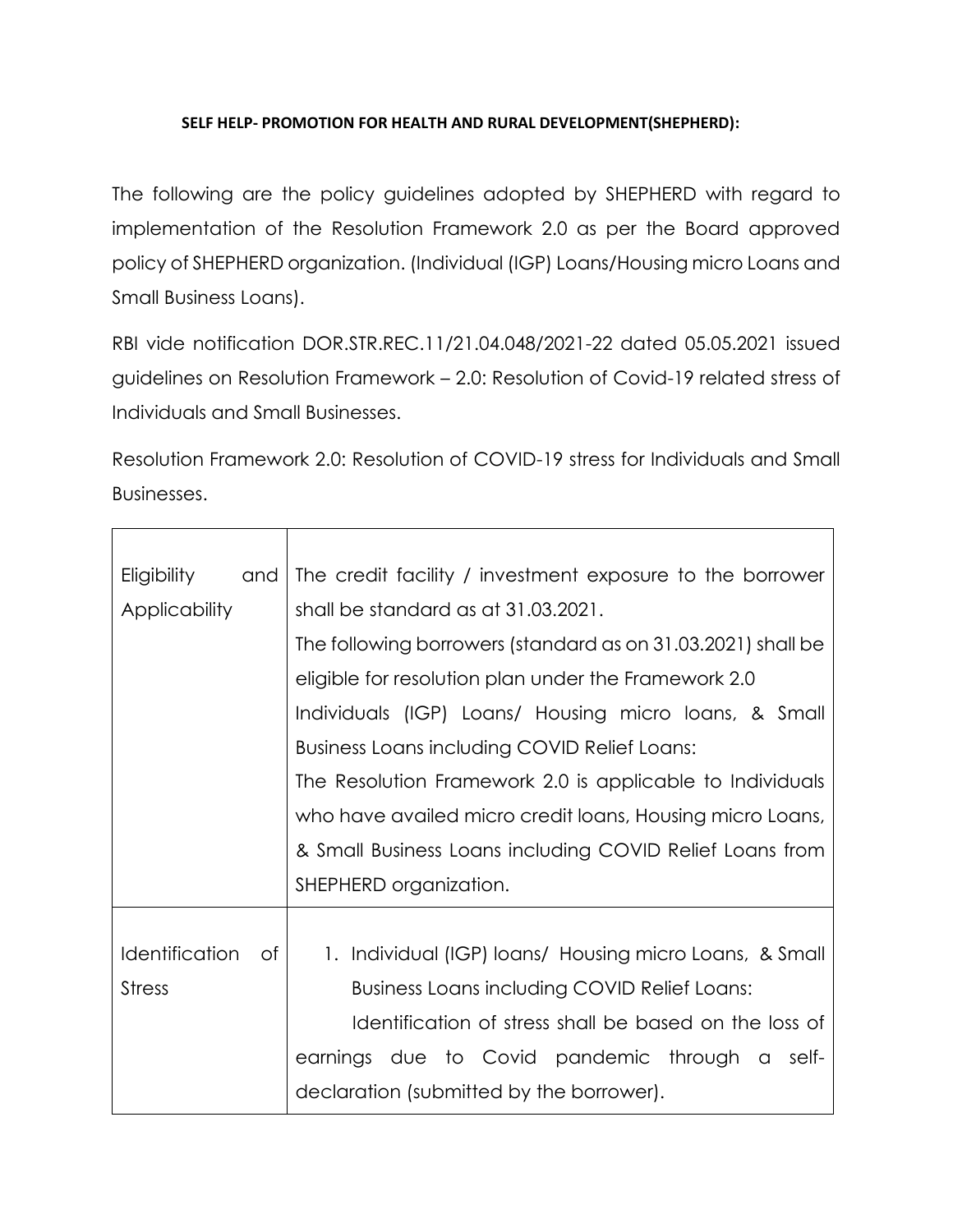**SELF HELP- PROMOTION FOR HEALTH AND RURAL DEVELOPMENT(SHEPHERD):**

The following are the policy guidelines adopted by SHEPHERD with regard to implementation of the Resolution Framework 2.0 as per the Board approved policy of SHEPHERD organization. (Individual (IGP) Loans/Housing micro Loans and Small Business Loans).

RBI vide notification DOR.STR.REC.11/21.04.048/2021-22 dated 05.05.2021 issued guidelines on Resolution Framework – 2.0: Resolution of Covid-19 related stress of Individuals and Small Businesses.

Resolution Framework 2.0: Resolution of COVID-19 stress for Individuals and Small Businesses.

| | |
|---|---|
| Eligibility and Applicability | The credit facility / investment exposure to the borrower shall be standard as at 31.03.2021.<br>The following borrowers (standard as on 31.03.2021) shall be eligible for resolution plan under the Framework 2.0<br>Individuals (IGP) Loans/ Housing micro loans, & Small Business Loans including COVID Relief Loans:<br>The Resolution Framework 2.0 is applicable to Individuals who have availed micro credit loans, Housing micro Loans, & Small Business Loans including COVID Relief Loans from SHEPHERD organization. |
| Identification of Stress | 1. Individual (IGP) loans/ Housing micro Loans, & Small Business Loans including COVID Relief Loans:<br>Identification of stress shall be based on the loss of earnings due to Covid pandemic through a self-declaration (submitted by the borrower). |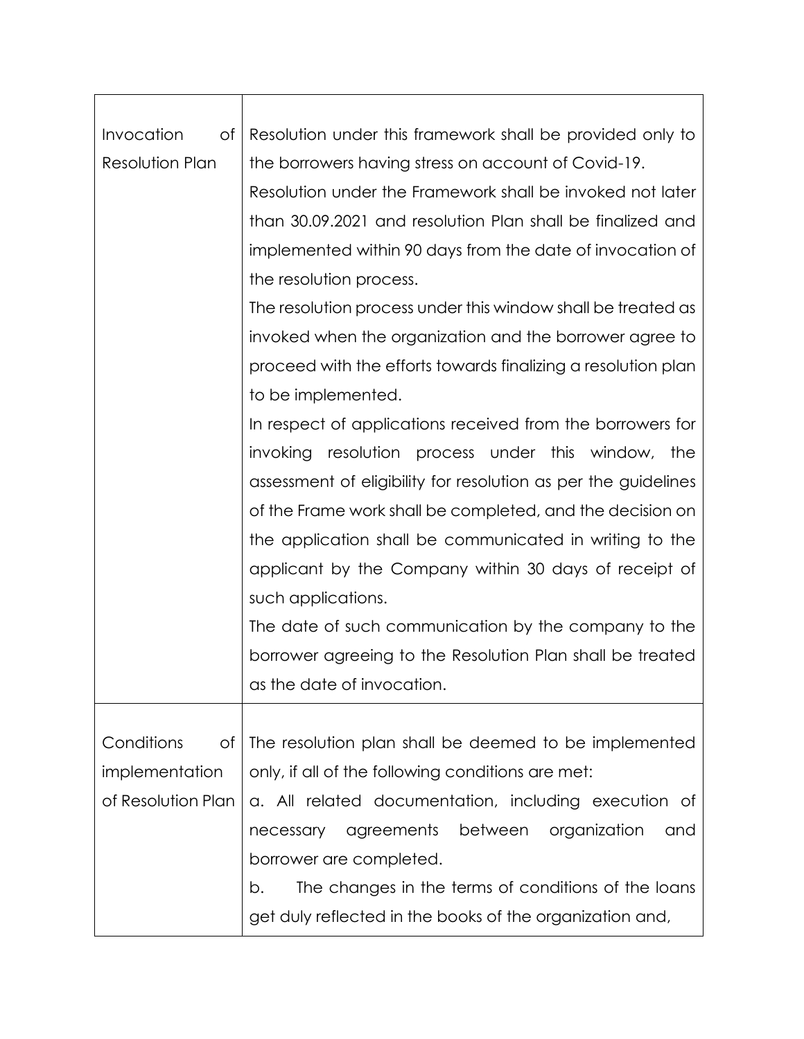| | |
|---|---|
| Invocation of Resolution Plan | Resolution under this framework shall be provided only to the borrowers having stress on account of Covid-19.<br>Resolution under the Framework shall be invoked not later than 30.09.2021 and resolution Plan shall be finalized and implemented within 90 days from the date of invocation of the resolution process.<br>The resolution process under this window shall be treated as invoked when the organization and the borrower agree to proceed with the efforts towards finalizing a resolution plan to be implemented.<br>In respect of applications received from the borrowers for invoking resolution process under this window, the assessment of eligibility for resolution as per the guidelines of the Frame work shall be completed, and the decision on the application shall be communicated in writing to the applicant by the Company within 30 days of receipt of such applications.<br>The date of such communication by the company to the borrower agreeing to the Resolution Plan shall be treated as the date of invocation. |
| Conditions of implementation of Resolution Plan | The resolution plan shall be deemed to be implemented only, if all of the following conditions are met:<br>a. All related documentation, including execution of necessary agreements between organization and borrower are completed.<br>b. The changes in the terms of conditions of the loans get duly reflected in the books of the organization and, |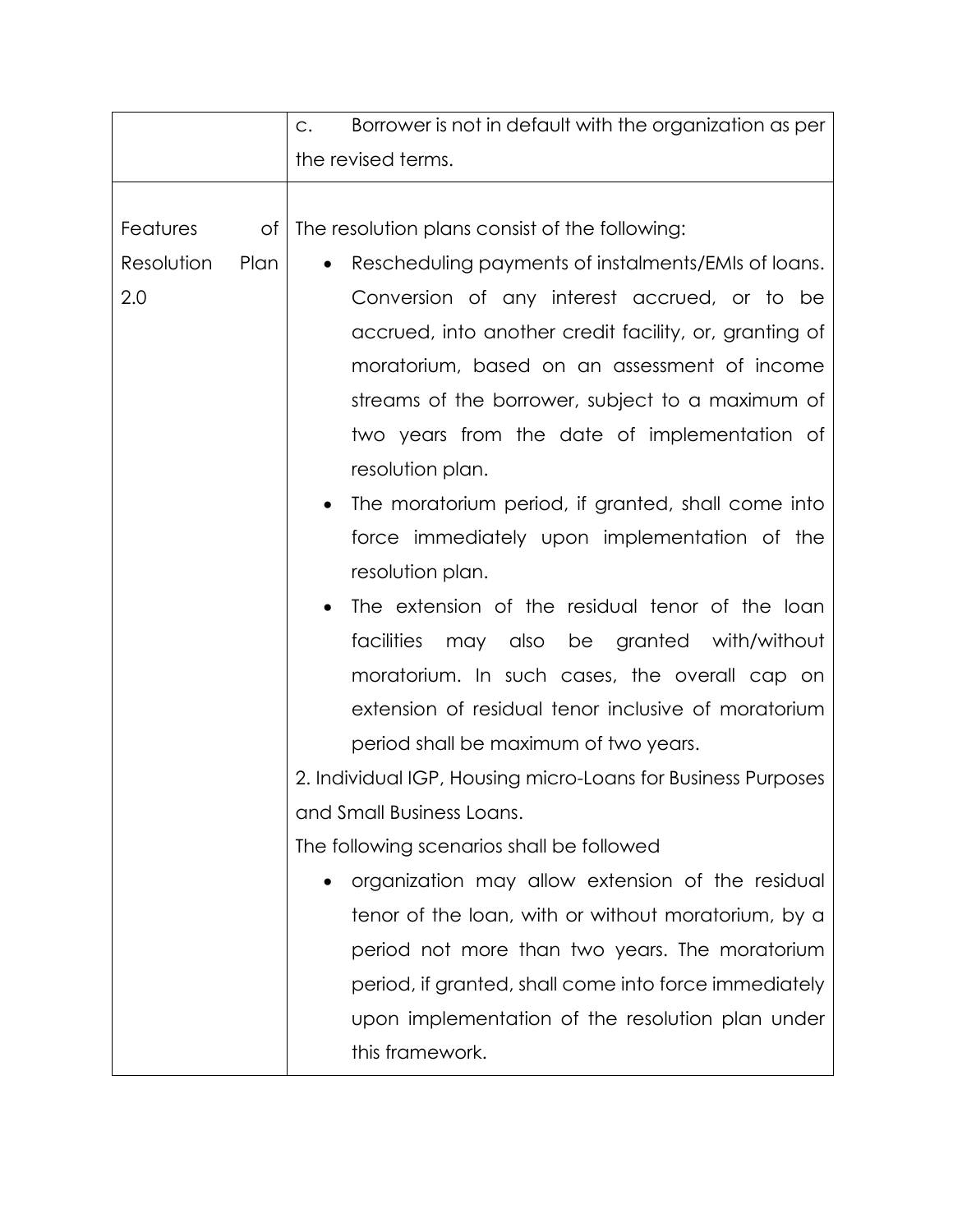| | |
|---|---|
| | c. Borrower is not in default with the organization as per the revised terms. |
| Features of Resolution Plan 2.0 | The resolution plans consist of the following:<br>• Rescheduling payments of instalments/EMIs of loans. Conversion of any interest accrued, or to be accrued, into another credit facility, or, granting of moratorium, based on an assessment of income streams of the borrower, subject to a maximum of two years from the date of implementation of resolution plan.<br>• The moratorium period, if granted, shall come into force immediately upon implementation of the resolution plan.<br>• The extension of the residual tenor of the loan facilities may also be granted with/without moratorium. In such cases, the overall cap on extension of residual tenor inclusive of moratorium period shall be maximum of two years.<br>2. Individual IGP, Housing micro-Loans for Business Purposes and Small Business Loans.<br>The following scenarios shall be followed<br>• organization may allow extension of the residual tenor of the loan, with or without moratorium, by a period not more than two years. The moratorium period, if granted, shall come into force immediately upon implementation of the resolution plan under this framework. |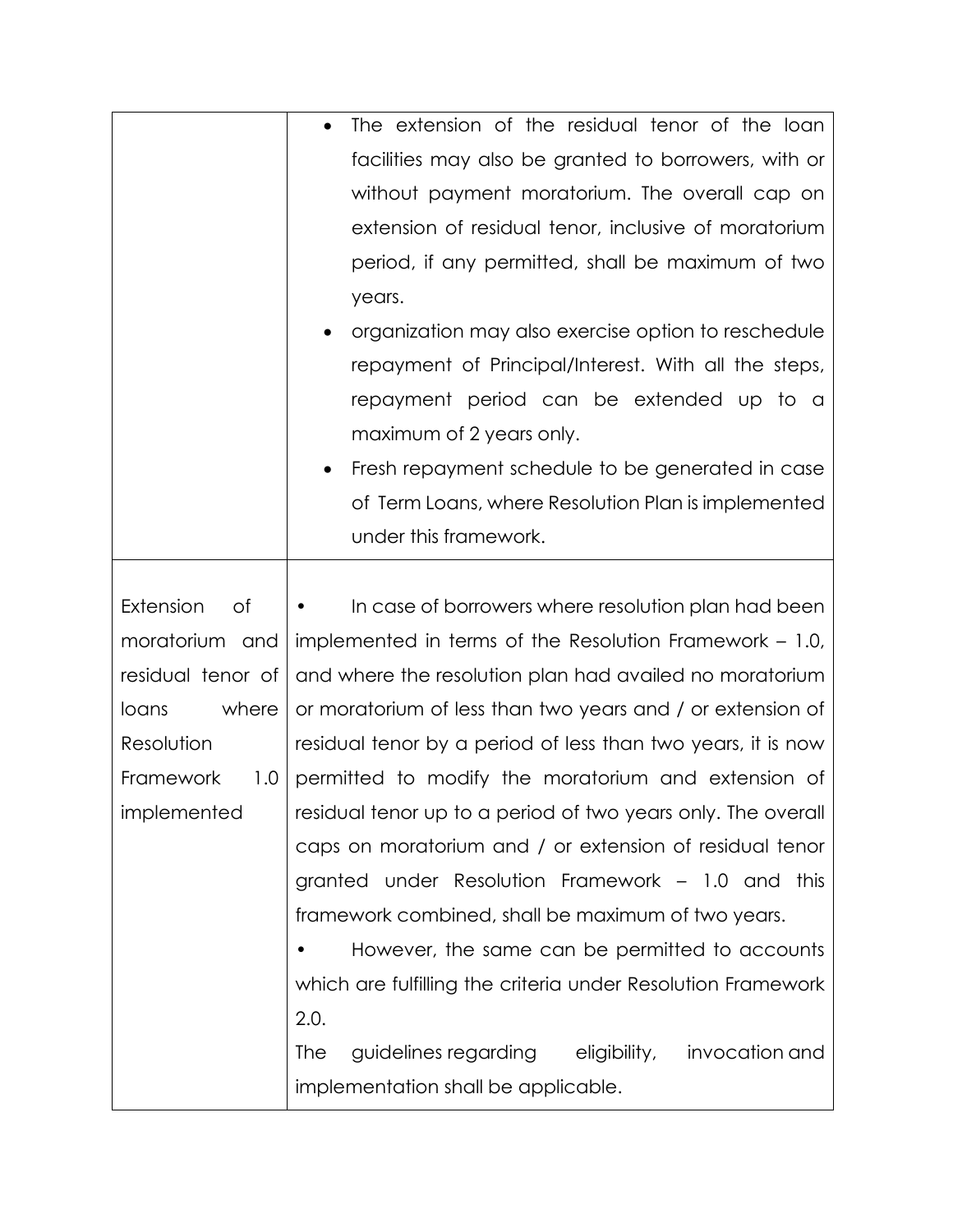| | |
|---|---|
| | • The extension of the residual tenor of the loan facilities may also be granted to borrowers, with or without payment moratorium. The overall cap on extension of residual tenor, inclusive of moratorium period, if any permitted, shall be maximum of two years.<br>• organization may also exercise option to reschedule repayment of Principal/Interest. With all the steps, repayment period can be extended up to a maximum of 2 years only.<br>• Fresh repayment schedule to be generated in case of Term Loans, where Resolution Plan is implemented under this framework. |
| Extension of moratorium and residual tenor of loans where Resolution Framework 1.0 implemented | • In case of borrowers where resolution plan had been implemented in terms of the Resolution Framework – 1.0, and where the resolution plan had availed no moratorium or moratorium of less than two years and / or extension of residual tenor by a period of less than two years, it is now permitted to modify the moratorium and extension of residual tenor up to a period of two years only. The overall caps on moratorium and / or extension of residual tenor granted under Resolution Framework – 1.0 and this framework combined, shall be maximum of two years.<br>• However, the same can be permitted to accounts which are fulfilling the criteria under Resolution Framework 2.0.<br>The guidelines regarding eligibility, invocation and implementation shall be applicable. |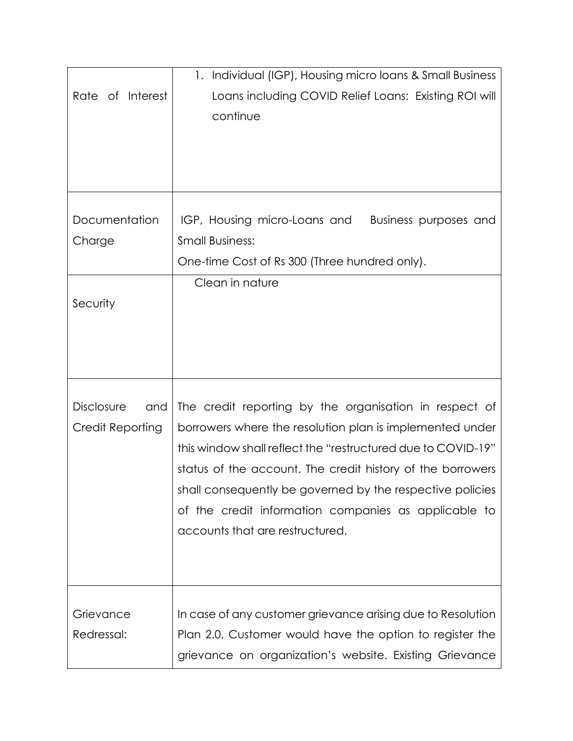| | |
|---|---|
| Rate of Interest | 1. Individual (IGP), Housing micro loans & Small Business Loans including COVID Relief Loans: Existing ROI will continue |
| Documentation Charge | IGP, Housing micro-Loans and Business purposes and Small Business:<br>One-time Cost of Rs 300 (Three hundred only). |
| Security | Clean in nature |
| Disclosure and Credit Reporting | The credit reporting by the organisation in respect of borrowers where the resolution plan is implemented under this window shall reflect the "restructured due to COVID-19" status of the account. The credit history of the borrowers shall consequently be governed by the respective policies of the credit information companies as applicable to accounts that are restructured. |
| Grievance Redressal: | In case of any customer grievance arising due to Resolution Plan 2.0, Customer would have the option to register the grievance on organization's website. Existing Grievance |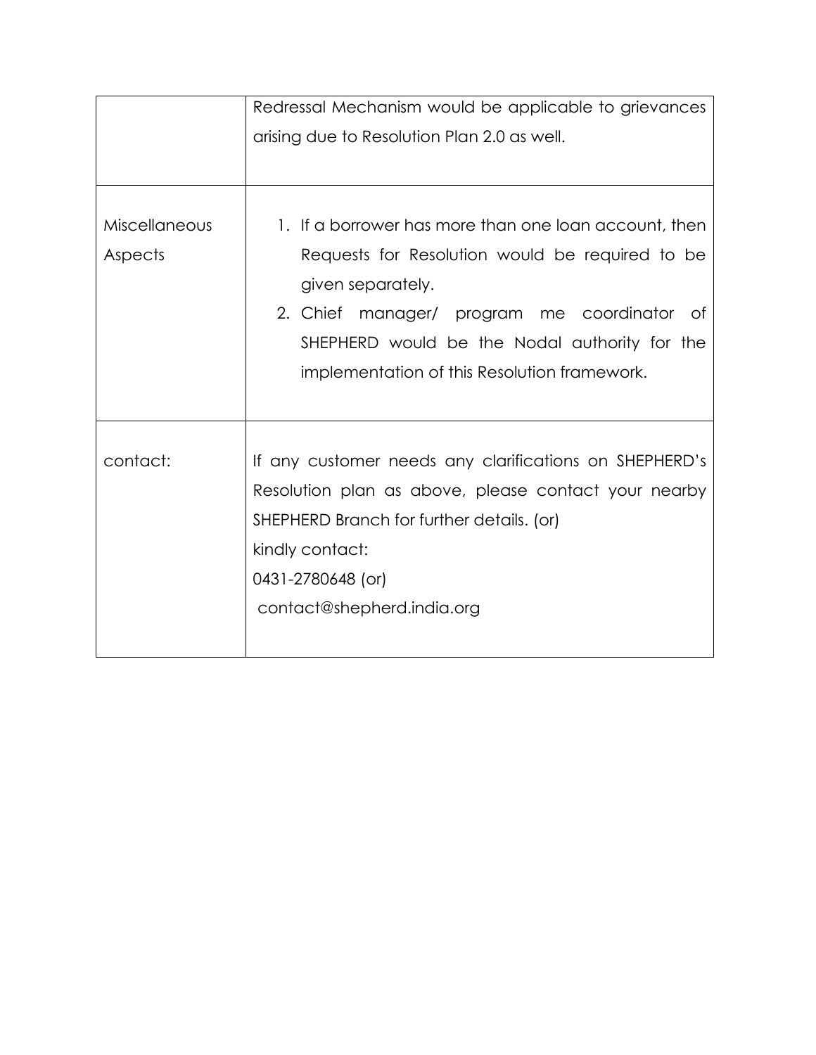| | |
|---|---|
| | Redressal Mechanism would be applicable to grievances arising due to Resolution Plan 2.0 as well. |
| Miscellaneous Aspects | 1. If a borrower has more than one loan account, then Requests for Resolution would be required to be given separately.<br>2. Chief manager/ program me coordinator of SHEPHERD would be the Nodal authority for the implementation of this Resolution framework. |
| contact: | If any customer needs any clarifications on SHEPHERD's Resolution plan as above, please contact your nearby SHEPHERD Branch for further details. (or)<br>kindly contact:<br>0431-2780648 (or)<br>contact@shepherd.india.org |